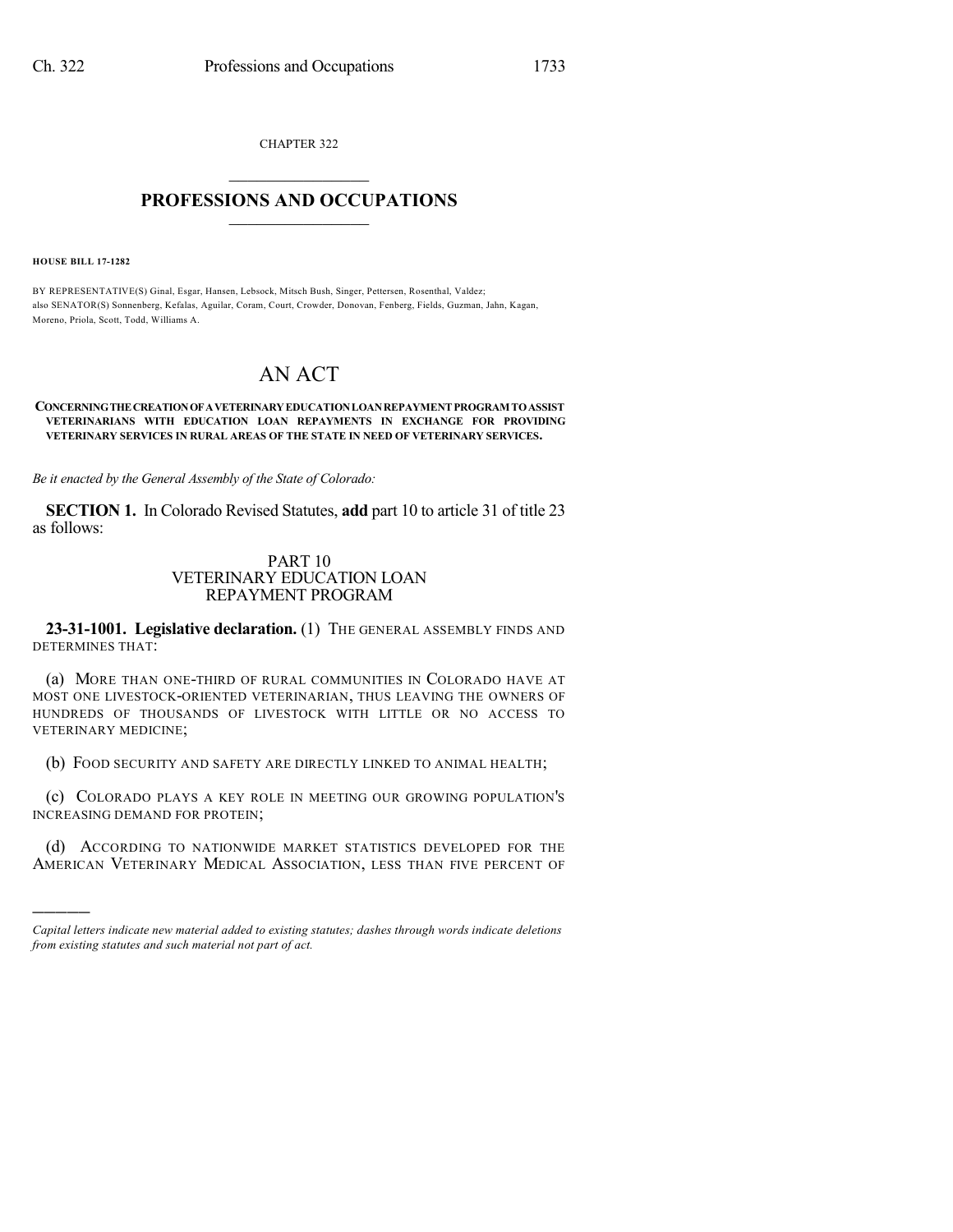CHAPTER 322

# PROFESSIONS AND OCCUPATIONS

**HOUSE BILL 17-1282**

BY REPRESENTATIVE(S) Ginal, Esgar, Hansen, Lebsock, Mitsch Bush, Singer, Pettersen, Rosenthal, Valdez;
also SENATOR(S) Sonnenberg, Kefalas, Aguilar, Coram, Court, Crowder, Donovan, Fenberg, Fields, Guzman, Jahn, Kagan, Moreno, Priola, Scott, Todd, Williams A.

# AN ACT

**CONCERNING THE CREATION OF A VETERINARY EDUCATION LOAN REPAYMENT PROGRAM TO ASSIST VETERINARIANS WITH EDUCATION LOAN REPAYMENTS IN EXCHANGE FOR PROVIDING VETERINARY SERVICES IN RURAL AREAS OF THE STATE IN NEED OF VETERINARY SERVICES.**

*Be it enacted by the General Assembly of the State of Colorado:*

**SECTION 1.** In Colorado Revised Statutes, **add** part 10 to article 31 of title 23 as follows:

PART 10
VETERINARY EDUCATION LOAN
REPAYMENT PROGRAM

**23-31-1001. Legislative declaration.** (1) THE GENERAL ASSEMBLY FINDS AND DETERMINES THAT:

(a) MORE THAN ONE-THIRD OF RURAL COMMUNITIES IN COLORADO HAVE AT MOST ONE LIVESTOCK-ORIENTED VETERINARIAN, THUS LEAVING THE OWNERS OF HUNDREDS OF THOUSANDS OF LIVESTOCK WITH LITTLE OR NO ACCESS TO VETERINARY MEDICINE;

(b) FOOD SECURITY AND SAFETY ARE DIRECTLY LINKED TO ANIMAL HEALTH;

(c) COLORADO PLAYS A KEY ROLE IN MEETING OUR GROWING POPULATION'S INCREASING DEMAND FOR PROTEIN;

(d) ACCORDING TO NATIONWIDE MARKET STATISTICS DEVELOPED FOR THE AMERICAN VETERINARY MEDICAL ASSOCIATION, LESS THAN FIVE PERCENT OF

---

*Capital letters indicate new material added to existing statutes; dashes through words indicate deletions from existing statutes and such material not part of act.*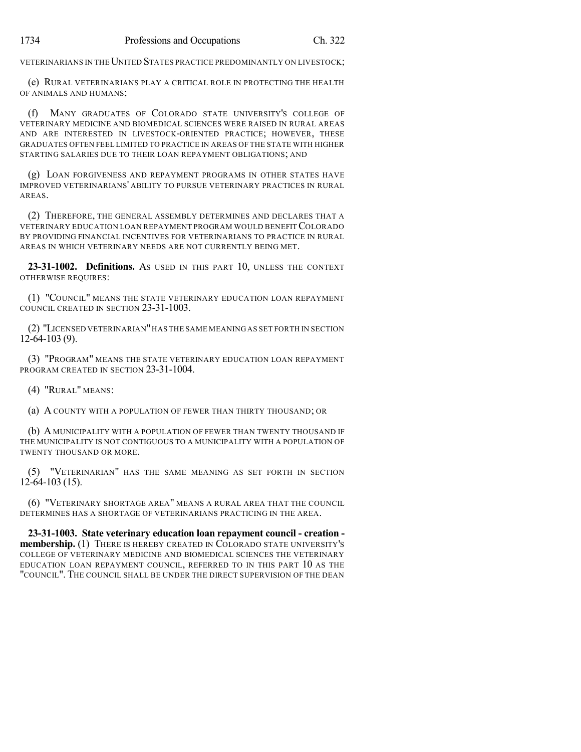VETERINARIANS IN THE UNITED STATES PRACTICE PREDOMINANTLY ON LIVESTOCK;

(e) RURAL VETERINARIANS PLAY A CRITICAL ROLE IN PROTECTING THE HEALTH OF ANIMALS AND HUMANS;

(f) MANY GRADUATES OF COLORADO STATE UNIVERSITY'S COLLEGE OF VETERINARY MEDICINE AND BIOMEDICAL SCIENCES WERE RAISED IN RURAL AREAS AND ARE INTERESTED IN LIVESTOCK-ORIENTED PRACTICE; HOWEVER, THESE GRADUATES OFTEN FEEL LIMITED TO PRACTICE IN AREAS OF THE STATE WITH HIGHER STARTING SALARIES DUE TO THEIR LOAN REPAYMENT OBLIGATIONS; AND

(g) LOAN FORGIVENESS AND REPAYMENT PROGRAMS IN OTHER STATES HAVE IMPROVED VETERINARIANS' ABILITY TO PURSUE VETERINARY PRACTICES IN RURAL AREAS.

(2) THEREFORE, THE GENERAL ASSEMBLY DETERMINES AND DECLARES THAT A VETERINARY EDUCATION LOAN REPAYMENT PROGRAM WOULD BENEFIT COLORADO BY PROVIDING FINANCIAL INCENTIVES FOR VETERINARIANS TO PRACTICE IN RURAL AREAS IN WHICH VETERINARY NEEDS ARE NOT CURRENTLY BEING MET.

**23-31-1002. Definitions.** AS USED IN THIS PART 10, UNLESS THE CONTEXT OTHERWISE REQUIRES:

(1) "COUNCIL" MEANS THE STATE VETERINARY EDUCATION LOAN REPAYMENT COUNCIL CREATED IN SECTION 23-31-1003.

(2) "LICENSED VETERINARIAN" HAS THE SAME MEANING AS SET FORTH IN SECTION 12-64-103 (9).

(3) "PROGRAM" MEANS THE STATE VETERINARY EDUCATION LOAN REPAYMENT PROGRAM CREATED IN SECTION 23-31-1004.

(4) "RURAL" MEANS:

(a) A COUNTY WITH A POPULATION OF FEWER THAN THIRTY THOUSAND; OR

(b) A MUNICIPALITY WITH A POPULATION OF FEWER THAN TWENTY THOUSAND IF THE MUNICIPALITY IS NOT CONTIGUOUS TO A MUNICIPALITY WITH A POPULATION OF TWENTY THOUSAND OR MORE.

(5) "VETERINARIAN" HAS THE SAME MEANING AS SET FORTH IN SECTION 12-64-103 (15).

(6) "VETERINARY SHORTAGE AREA" MEANS A RURAL AREA THAT THE COUNCIL DETERMINES HAS A SHORTAGE OF VETERINARIANS PRACTICING IN THE AREA.

**23-31-1003. State veterinary education loan repayment council - creation - membership.** (1) THERE IS HEREBY CREATED IN COLORADO STATE UNIVERSITY'S COLLEGE OF VETERINARY MEDICINE AND BIOMEDICAL SCIENCES THE VETERINARY EDUCATION LOAN REPAYMENT COUNCIL, REFERRED TO IN THIS PART 10 AS THE "COUNCIL". THE COUNCIL SHALL BE UNDER THE DIRECT SUPERVISION OF THE DEAN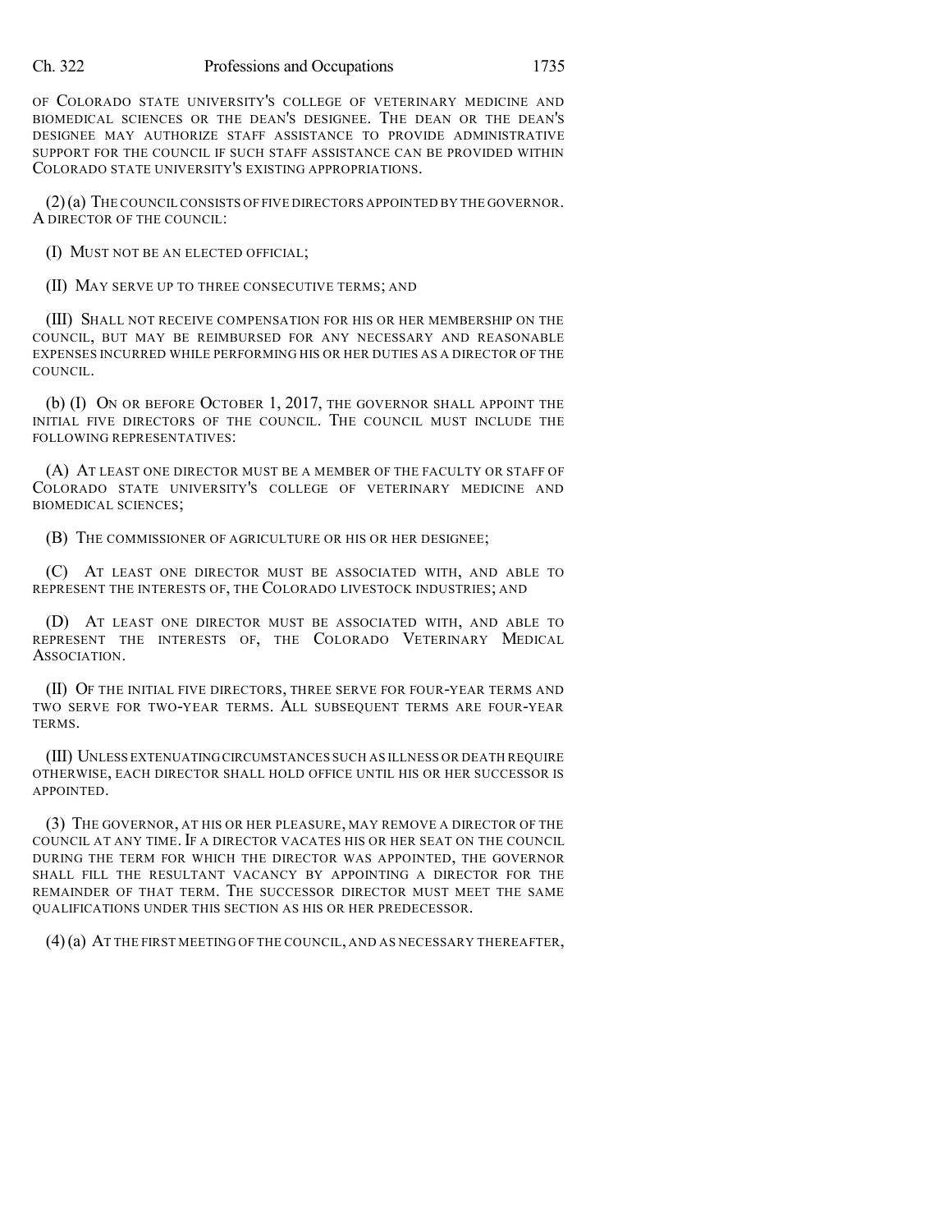OF COLORADO STATE UNIVERSITY'S COLLEGE OF VETERINARY MEDICINE AND BIOMEDICAL SCIENCES OR THE DEAN'S DESIGNEE. THE DEAN OR THE DEAN'S DESIGNEE MAY AUTHORIZE STAFF ASSISTANCE TO PROVIDE ADMINISTRATIVE SUPPORT FOR THE COUNCIL IF SUCH STAFF ASSISTANCE CAN BE PROVIDED WITHIN COLORADO STATE UNIVERSITY'S EXISTING APPROPRIATIONS.

(2) (a) THE COUNCIL CONSISTS OF FIVE DIRECTORS APPOINTED BY THE GOVERNOR. A DIRECTOR OF THE COUNCIL:

(I) MUST NOT BE AN ELECTED OFFICIAL;

(II) MAY SERVE UP TO THREE CONSECUTIVE TERMS; AND

(III) SHALL NOT RECEIVE COMPENSATION FOR HIS OR HER MEMBERSHIP ON THE COUNCIL, BUT MAY BE REIMBURSED FOR ANY NECESSARY AND REASONABLE EXPENSES INCURRED WHILE PERFORMING HIS OR HER DUTIES AS A DIRECTOR OF THE COUNCIL.

(b) (I) ON OR BEFORE OCTOBER 1, 2017, THE GOVERNOR SHALL APPOINT THE INITIAL FIVE DIRECTORS OF THE COUNCIL. THE COUNCIL MUST INCLUDE THE FOLLOWING REPRESENTATIVES:

(A) AT LEAST ONE DIRECTOR MUST BE A MEMBER OF THE FACULTY OR STAFF OF COLORADO STATE UNIVERSITY'S COLLEGE OF VETERINARY MEDICINE AND BIOMEDICAL SCIENCES;

(B) THE COMMISSIONER OF AGRICULTURE OR HIS OR HER DESIGNEE;

(C) AT LEAST ONE DIRECTOR MUST BE ASSOCIATED WITH, AND ABLE TO REPRESENT THE INTERESTS OF, THE COLORADO LIVESTOCK INDUSTRIES; AND

(D) AT LEAST ONE DIRECTOR MUST BE ASSOCIATED WITH, AND ABLE TO REPRESENT THE INTERESTS OF, THE COLORADO VETERINARY MEDICAL ASSOCIATION.

(II) OF THE INITIAL FIVE DIRECTORS, THREE SERVE FOR FOUR-YEAR TERMS AND TWO SERVE FOR TWO-YEAR TERMS. ALL SUBSEQUENT TERMS ARE FOUR-YEAR TERMS.

(III) UNLESS EXTENUATING CIRCUMSTANCES SUCH AS ILLNESS OR DEATH REQUIRE OTHERWISE, EACH DIRECTOR SHALL HOLD OFFICE UNTIL HIS OR HER SUCCESSOR IS APPOINTED.

(3) THE GOVERNOR, AT HIS OR HER PLEASURE, MAY REMOVE A DIRECTOR OF THE COUNCIL AT ANY TIME. IF A DIRECTOR VACATES HIS OR HER SEAT ON THE COUNCIL DURING THE TERM FOR WHICH THE DIRECTOR WAS APPOINTED, THE GOVERNOR SHALL FILL THE RESULTANT VACANCY BY APPOINTING A DIRECTOR FOR THE REMAINDER OF THAT TERM. THE SUCCESSOR DIRECTOR MUST MEET THE SAME QUALIFICATIONS UNDER THIS SECTION AS HIS OR HER PREDECESSOR.

(4) (a) AT THE FIRST MEETING OF THE COUNCIL, AND AS NECESSARY THEREAFTER,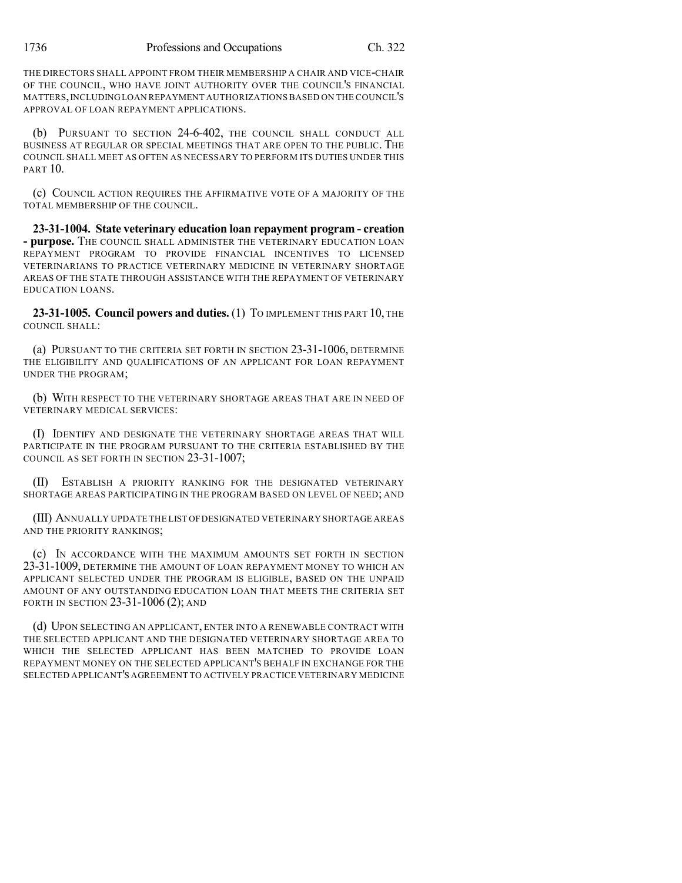THE DIRECTORS SHALL APPOINT FROM THEIR MEMBERSHIP A CHAIR AND VICE-CHAIR OF THE COUNCIL, WHO HAVE JOINT AUTHORITY OVER THE COUNCIL'S FINANCIAL MATTERS, INCLUDING LOAN REPAYMENT AUTHORIZATIONS BASED ON THE COUNCIL'S APPROVAL OF LOAN REPAYMENT APPLICATIONS.

(b) PURSUANT TO SECTION 24-6-402, THE COUNCIL SHALL CONDUCT ALL BUSINESS AT REGULAR OR SPECIAL MEETINGS THAT ARE OPEN TO THE PUBLIC. THE COUNCIL SHALL MEET AS OFTEN AS NECESSARY TO PERFORM ITS DUTIES UNDER THIS PART 10.

(c) COUNCIL ACTION REQUIRES THE AFFIRMATIVE VOTE OF A MAJORITY OF THE TOTAL MEMBERSHIP OF THE COUNCIL.

**23-31-1004. State veterinary education loan repayment program - creation - purpose.** THE COUNCIL SHALL ADMINISTER THE VETERINARY EDUCATION LOAN REPAYMENT PROGRAM TO PROVIDE FINANCIAL INCENTIVES TO LICENSED VETERINARIANS TO PRACTICE VETERINARY MEDICINE IN VETERINARY SHORTAGE AREAS OF THE STATE THROUGH ASSISTANCE WITH THE REPAYMENT OF VETERINARY EDUCATION LOANS.

**23-31-1005. Council powers and duties.** (1) TO IMPLEMENT THIS PART 10, THE COUNCIL SHALL:

(a) PURSUANT TO THE CRITERIA SET FORTH IN SECTION 23-31-1006, DETERMINE THE ELIGIBILITY AND QUALIFICATIONS OF AN APPLICANT FOR LOAN REPAYMENT UNDER THE PROGRAM;

(b) WITH RESPECT TO THE VETERINARY SHORTAGE AREAS THAT ARE IN NEED OF VETERINARY MEDICAL SERVICES:

(I) IDENTIFY AND DESIGNATE THE VETERINARY SHORTAGE AREAS THAT WILL PARTICIPATE IN THE PROGRAM PURSUANT TO THE CRITERIA ESTABLISHED BY THE COUNCIL AS SET FORTH IN SECTION 23-31-1007;

(II) ESTABLISH A PRIORITY RANKING FOR THE DESIGNATED VETERINARY SHORTAGE AREAS PARTICIPATING IN THE PROGRAM BASED ON LEVEL OF NEED; AND

(III) ANNUALLY UPDATE THE LIST OF DESIGNATED VETERINARY SHORTAGE AREAS AND THE PRIORITY RANKINGS;

(c) IN ACCORDANCE WITH THE MAXIMUM AMOUNTS SET FORTH IN SECTION 23-31-1009, DETERMINE THE AMOUNT OF LOAN REPAYMENT MONEY TO WHICH AN APPLICANT SELECTED UNDER THE PROGRAM IS ELIGIBLE, BASED ON THE UNPAID AMOUNT OF ANY OUTSTANDING EDUCATION LOAN THAT MEETS THE CRITERIA SET FORTH IN SECTION 23-31-1006 (2); AND

(d) UPON SELECTING AN APPLICANT, ENTER INTO A RENEWABLE CONTRACT WITH THE SELECTED APPLICANT AND THE DESIGNATED VETERINARY SHORTAGE AREA TO WHICH THE SELECTED APPLICANT HAS BEEN MATCHED TO PROVIDE LOAN REPAYMENT MONEY ON THE SELECTED APPLICANT'S BEHALF IN EXCHANGE FOR THE SELECTED APPLICANT'S AGREEMENT TO ACTIVELY PRACTICE VETERINARY MEDICINE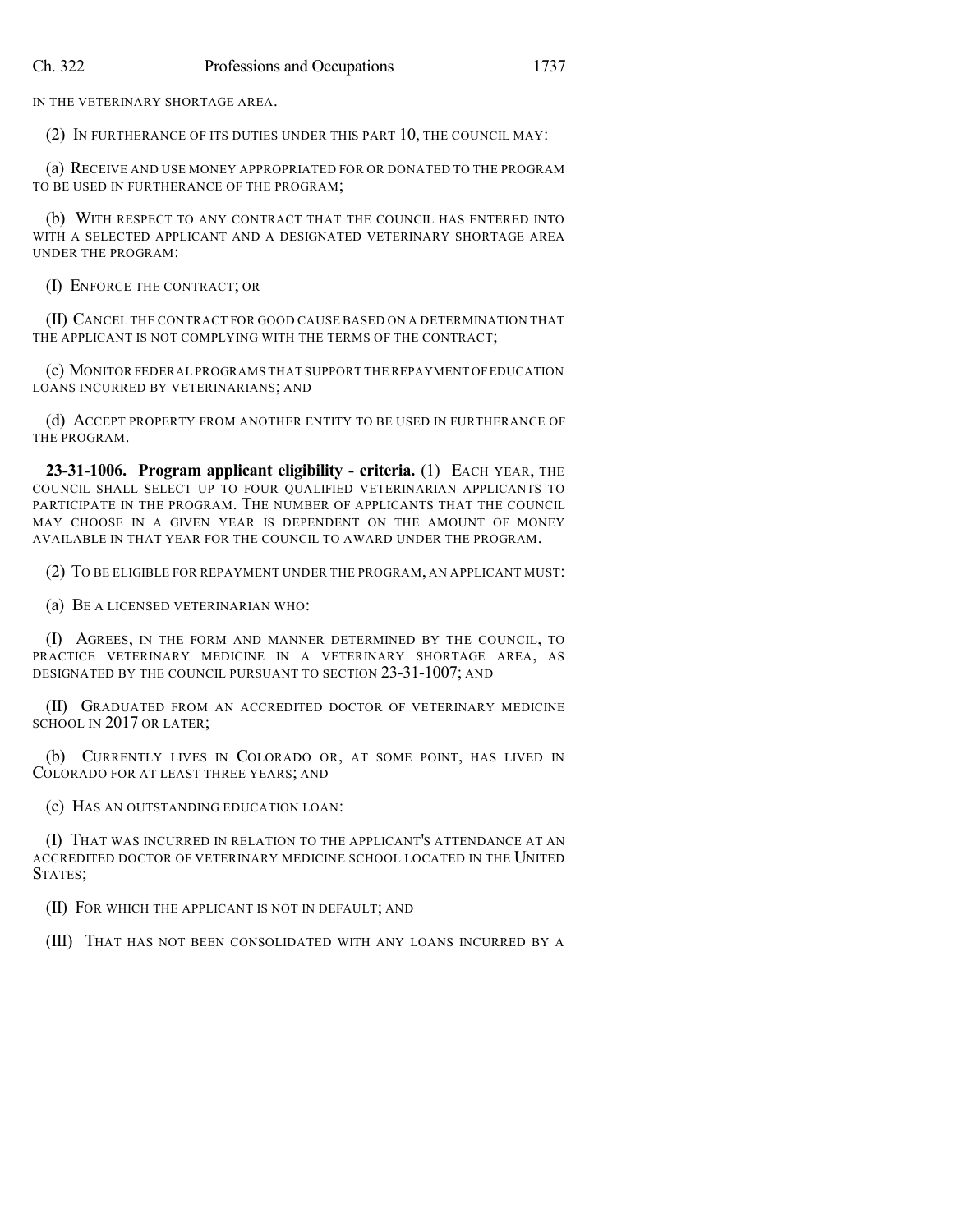IN THE VETERINARY SHORTAGE AREA.

(2) IN FURTHERANCE OF ITS DUTIES UNDER THIS PART 10, THE COUNCIL MAY:

(a) RECEIVE AND USE MONEY APPROPRIATED FOR OR DONATED TO THE PROGRAM TO BE USED IN FURTHERANCE OF THE PROGRAM;

(b) WITH RESPECT TO ANY CONTRACT THAT THE COUNCIL HAS ENTERED INTO WITH A SELECTED APPLICANT AND A DESIGNATED VETERINARY SHORTAGE AREA UNDER THE PROGRAM:

(I) ENFORCE THE CONTRACT; OR

(II) CANCEL THE CONTRACT FOR GOOD CAUSE BASED ON A DETERMINATION THAT THE APPLICANT IS NOT COMPLYING WITH THE TERMS OF THE CONTRACT;

(c) MONITOR FEDERAL PROGRAMS THAT SUPPORT THE REPAYMENT OF EDUCATION LOANS INCURRED BY VETERINARIANS; AND

(d) ACCEPT PROPERTY FROM ANOTHER ENTITY TO BE USED IN FURTHERANCE OF THE PROGRAM.

**23-31-1006. Program applicant eligibility - criteria.** (1) EACH YEAR, THE COUNCIL SHALL SELECT UP TO FOUR QUALIFIED VETERINARIAN APPLICANTS TO PARTICIPATE IN THE PROGRAM. THE NUMBER OF APPLICANTS THAT THE COUNCIL MAY CHOOSE IN A GIVEN YEAR IS DEPENDENT ON THE AMOUNT OF MONEY AVAILABLE IN THAT YEAR FOR THE COUNCIL TO AWARD UNDER THE PROGRAM.

(2) TO BE ELIGIBLE FOR REPAYMENT UNDER THE PROGRAM, AN APPLICANT MUST:

(a) BE A LICENSED VETERINARIAN WHO:

(I) AGREES, IN THE FORM AND MANNER DETERMINED BY THE COUNCIL, TO PRACTICE VETERINARY MEDICINE IN A VETERINARY SHORTAGE AREA, AS DESIGNATED BY THE COUNCIL PURSUANT TO SECTION 23-31-1007; AND

(II) GRADUATED FROM AN ACCREDITED DOCTOR OF VETERINARY MEDICINE SCHOOL IN 2017 OR LATER;

(b) CURRENTLY LIVES IN COLORADO OR, AT SOME POINT, HAS LIVED IN COLORADO FOR AT LEAST THREE YEARS; AND

(c) HAS AN OUTSTANDING EDUCATION LOAN:

(I) THAT WAS INCURRED IN RELATION TO THE APPLICANT'S ATTENDANCE AT AN ACCREDITED DOCTOR OF VETERINARY MEDICINE SCHOOL LOCATED IN THE UNITED STATES;

(II) FOR WHICH THE APPLICANT IS NOT IN DEFAULT; AND

(III) THAT HAS NOT BEEN CONSOLIDATED WITH ANY LOANS INCURRED BY A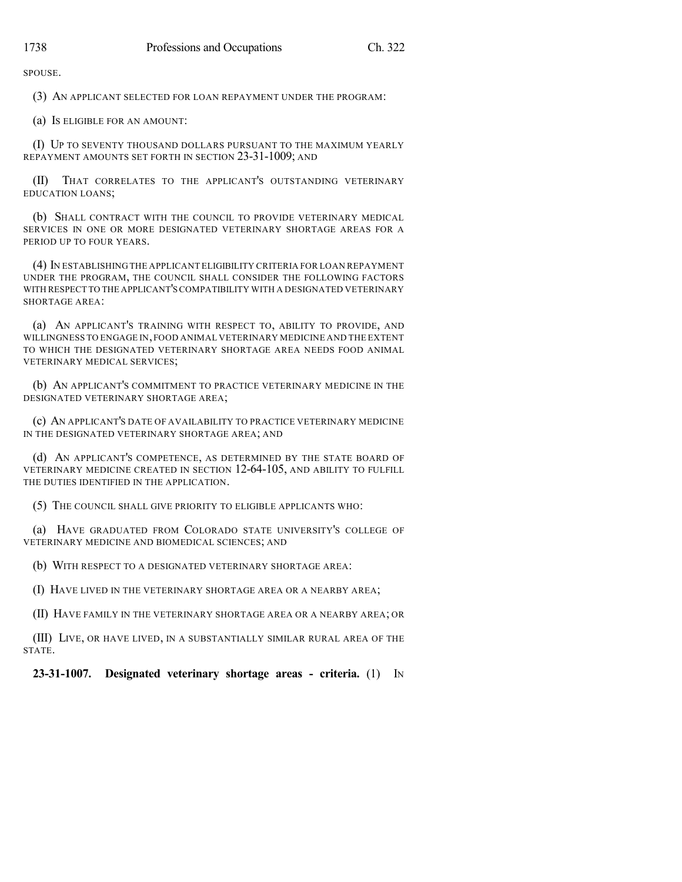SPOUSE.

(3) AN APPLICANT SELECTED FOR LOAN REPAYMENT UNDER THE PROGRAM:

(a) IS ELIGIBLE FOR AN AMOUNT:

(I) UP TO SEVENTY THOUSAND DOLLARS PURSUANT TO THE MAXIMUM YEARLY REPAYMENT AMOUNTS SET FORTH IN SECTION 23-31-1009; AND

(II) THAT CORRELATES TO THE APPLICANT'S OUTSTANDING VETERINARY EDUCATION LOANS;

(b) SHALL CONTRACT WITH THE COUNCIL TO PROVIDE VETERINARY MEDICAL SERVICES IN ONE OR MORE DESIGNATED VETERINARY SHORTAGE AREAS FOR A PERIOD UP TO FOUR YEARS.

(4) IN ESTABLISHING THE APPLICANT ELIGIBILITY CRITERIA FOR LOAN REPAYMENT UNDER THE PROGRAM, THE COUNCIL SHALL CONSIDER THE FOLLOWING FACTORS WITH RESPECT TO THE APPLICANT'S COMPATIBILITY WITH A DESIGNATED VETERINARY SHORTAGE AREA:

(a) AN APPLICANT'S TRAINING WITH RESPECT TO, ABILITY TO PROVIDE, AND WILLINGNESS TO ENGAGE IN, FOOD ANIMAL VETERINARY MEDICINE AND THE EXTENT TO WHICH THE DESIGNATED VETERINARY SHORTAGE AREA NEEDS FOOD ANIMAL VETERINARY MEDICAL SERVICES;

(b) AN APPLICANT'S COMMITMENT TO PRACTICE VETERINARY MEDICINE IN THE DESIGNATED VETERINARY SHORTAGE AREA;

(c) AN APPLICANT'S DATE OF AVAILABILITY TO PRACTICE VETERINARY MEDICINE IN THE DESIGNATED VETERINARY SHORTAGE AREA; AND

(d) AN APPLICANT'S COMPETENCE, AS DETERMINED BY THE STATE BOARD OF VETERINARY MEDICINE CREATED IN SECTION 12-64-105, AND ABILITY TO FULFILL THE DUTIES IDENTIFIED IN THE APPLICATION.

(5) THE COUNCIL SHALL GIVE PRIORITY TO ELIGIBLE APPLICANTS WHO:

(a) HAVE GRADUATED FROM COLORADO STATE UNIVERSITY'S COLLEGE OF VETERINARY MEDICINE AND BIOMEDICAL SCIENCES; AND

(b) WITH RESPECT TO A DESIGNATED VETERINARY SHORTAGE AREA:

(I) HAVE LIVED IN THE VETERINARY SHORTAGE AREA OR A NEARBY AREA;

(II) HAVE FAMILY IN THE VETERINARY SHORTAGE AREA OR A NEARBY AREA; OR

(III) LIVE, OR HAVE LIVED, IN A SUBSTANTIALLY SIMILAR RURAL AREA OF THE STATE.

**23-31-1007. Designated veterinary shortage areas - criteria.** (1) IN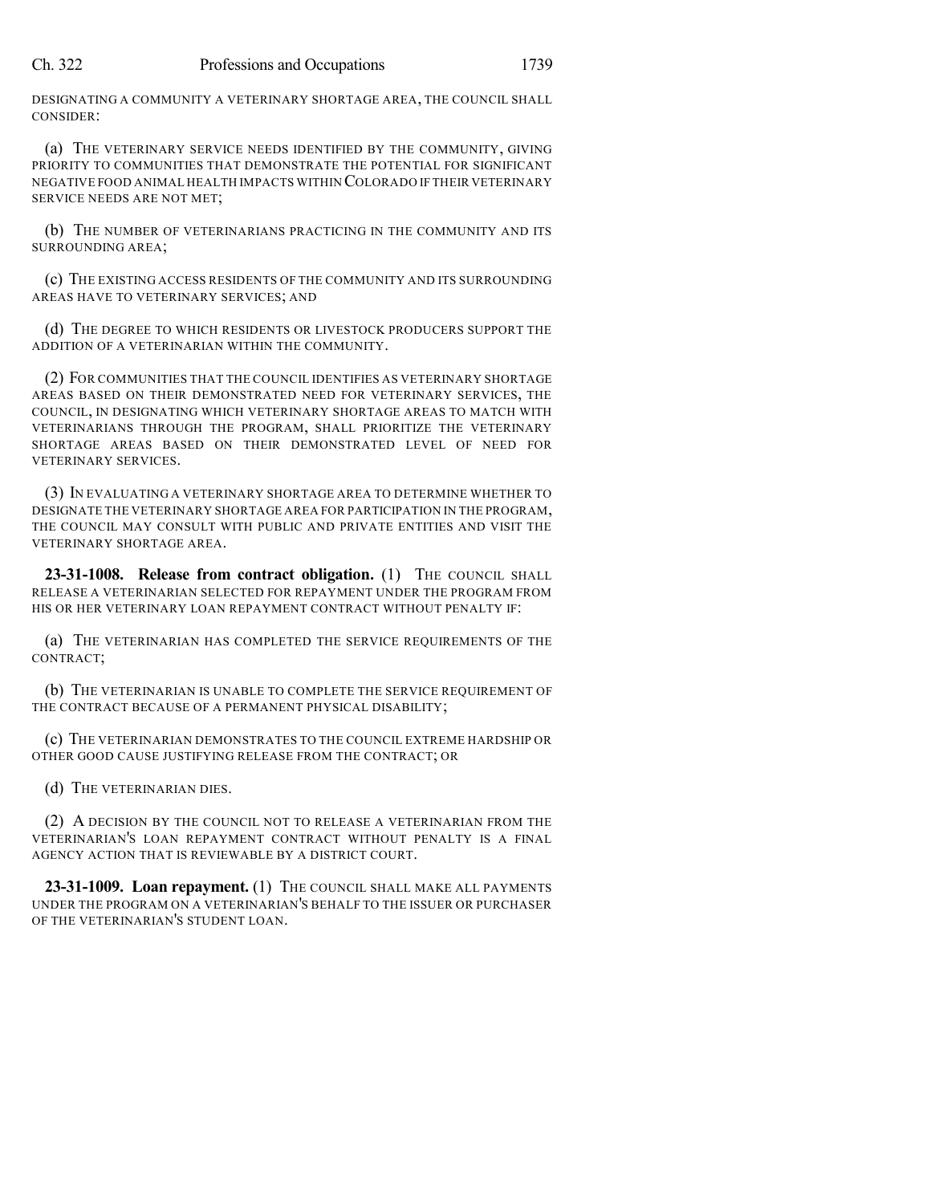DESIGNATING A COMMUNITY A VETERINARY SHORTAGE AREA, THE COUNCIL SHALL CONSIDER:

(a) THE VETERINARY SERVICE NEEDS IDENTIFIED BY THE COMMUNITY, GIVING PRIORITY TO COMMUNITIES THAT DEMONSTRATE THE POTENTIAL FOR SIGNIFICANT NEGATIVE FOOD ANIMAL HEALTH IMPACTS WITHIN COLORADO IF THEIR VETERINARY SERVICE NEEDS ARE NOT MET;

(b) THE NUMBER OF VETERINARIANS PRACTICING IN THE COMMUNITY AND ITS SURROUNDING AREA;

(c) THE EXISTING ACCESS RESIDENTS OF THE COMMUNITY AND ITS SURROUNDING AREAS HAVE TO VETERINARY SERVICES; AND

(d) THE DEGREE TO WHICH RESIDENTS OR LIVESTOCK PRODUCERS SUPPORT THE ADDITION OF A VETERINARIAN WITHIN THE COMMUNITY.

(2) FOR COMMUNITIES THAT THE COUNCIL IDENTIFIES AS VETERINARY SHORTAGE AREAS BASED ON THEIR DEMONSTRATED NEED FOR VETERINARY SERVICES, THE COUNCIL, IN DESIGNATING WHICH VETERINARY SHORTAGE AREAS TO MATCH WITH VETERINARIANS THROUGH THE PROGRAM, SHALL PRIORITIZE THE VETERINARY SHORTAGE AREAS BASED ON THEIR DEMONSTRATED LEVEL OF NEED FOR VETERINARY SERVICES.

(3) IN EVALUATING A VETERINARY SHORTAGE AREA TO DETERMINE WHETHER TO DESIGNATE THE VETERINARY SHORTAGE AREA FOR PARTICIPATION IN THE PROGRAM, THE COUNCIL MAY CONSULT WITH PUBLIC AND PRIVATE ENTITIES AND VISIT THE VETERINARY SHORTAGE AREA.

**23-31-1008. Release from contract obligation.** (1) THE COUNCIL SHALL RELEASE A VETERINARIAN SELECTED FOR REPAYMENT UNDER THE PROGRAM FROM HIS OR HER VETERINARY LOAN REPAYMENT CONTRACT WITHOUT PENALTY IF:

(a) THE VETERINARIAN HAS COMPLETED THE SERVICE REQUIREMENTS OF THE CONTRACT;

(b) THE VETERINARIAN IS UNABLE TO COMPLETE THE SERVICE REQUIREMENT OF THE CONTRACT BECAUSE OF A PERMANENT PHYSICAL DISABILITY;

(c) THE VETERINARIAN DEMONSTRATES TO THE COUNCIL EXTREME HARDSHIP OR OTHER GOOD CAUSE JUSTIFYING RELEASE FROM THE CONTRACT; OR

(d) THE VETERINARIAN DIES.

(2) A DECISION BY THE COUNCIL NOT TO RELEASE A VETERINARIAN FROM THE VETERINARIAN'S LOAN REPAYMENT CONTRACT WITHOUT PENALTY IS A FINAL AGENCY ACTION THAT IS REVIEWABLE BY A DISTRICT COURT.

**23-31-1009. Loan repayment.** (1) THE COUNCIL SHALL MAKE ALL PAYMENTS UNDER THE PROGRAM ON A VETERINARIAN'S BEHALF TO THE ISSUER OR PURCHASER OF THE VETERINARIAN'S STUDENT LOAN.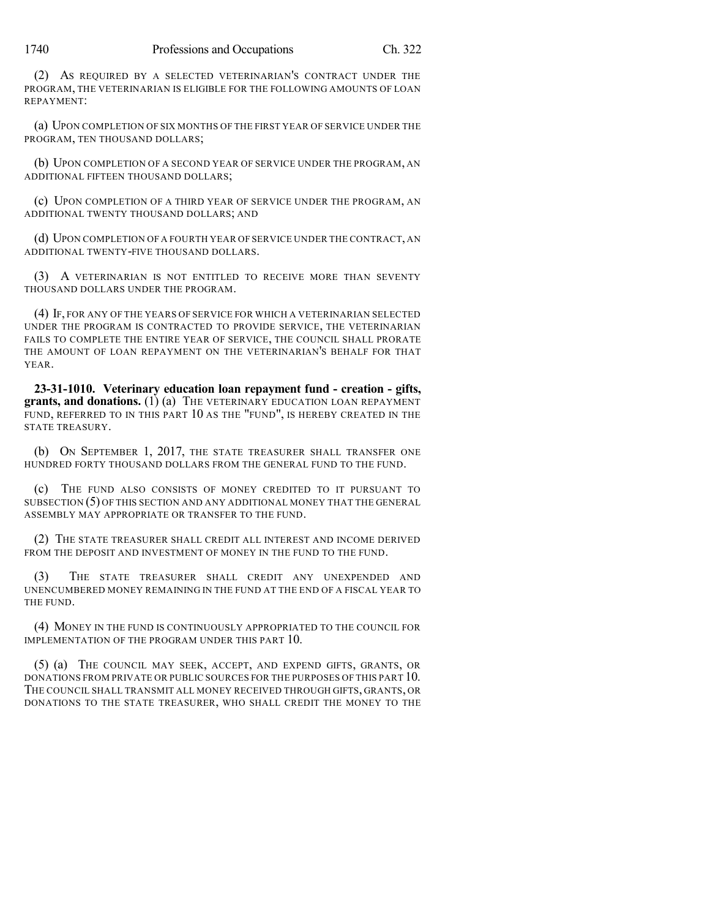(2) AS REQUIRED BY A SELECTED VETERINARIAN'S CONTRACT UNDER THE PROGRAM, THE VETERINARIAN IS ELIGIBLE FOR THE FOLLOWING AMOUNTS OF LOAN REPAYMENT:

(a) UPON COMPLETION OF SIX MONTHS OF THE FIRST YEAR OF SERVICE UNDER THE PROGRAM, TEN THOUSAND DOLLARS;

(b) UPON COMPLETION OF A SECOND YEAR OF SERVICE UNDER THE PROGRAM, AN ADDITIONAL FIFTEEN THOUSAND DOLLARS;

(c) UPON COMPLETION OF A THIRD YEAR OF SERVICE UNDER THE PROGRAM, AN ADDITIONAL TWENTY THOUSAND DOLLARS; AND

(d) UPON COMPLETION OF A FOURTH YEAR OF SERVICE UNDER THE CONTRACT, AN ADDITIONAL TWENTY-FIVE THOUSAND DOLLARS.

(3) A VETERINARIAN IS NOT ENTITLED TO RECEIVE MORE THAN SEVENTY THOUSAND DOLLARS UNDER THE PROGRAM.

(4) IF, FOR ANY OF THE YEARS OF SERVICE FOR WHICH A VETERINARIAN SELECTED UNDER THE PROGRAM IS CONTRACTED TO PROVIDE SERVICE, THE VETERINARIAN FAILS TO COMPLETE THE ENTIRE YEAR OF SERVICE, THE COUNCIL SHALL PRORATE THE AMOUNT OF LOAN REPAYMENT ON THE VETERINARIAN'S BEHALF FOR THAT YEAR.

**23-31-1010. Veterinary education loan repayment fund - creation - gifts, grants, and donations.** (1) (a) THE VETERINARY EDUCATION LOAN REPAYMENT FUND, REFERRED TO IN THIS PART 10 AS THE "FUND", IS HEREBY CREATED IN THE STATE TREASURY.

(b) ON SEPTEMBER 1, 2017, THE STATE TREASURER SHALL TRANSFER ONE HUNDRED FORTY THOUSAND DOLLARS FROM THE GENERAL FUND TO THE FUND.

(c) THE FUND ALSO CONSISTS OF MONEY CREDITED TO IT PURSUANT TO SUBSECTION (5) OF THIS SECTION AND ANY ADDITIONAL MONEY THAT THE GENERAL ASSEMBLY MAY APPROPRIATE OR TRANSFER TO THE FUND.

(2) THE STATE TREASURER SHALL CREDIT ALL INTEREST AND INCOME DERIVED FROM THE DEPOSIT AND INVESTMENT OF MONEY IN THE FUND TO THE FUND.

(3) THE STATE TREASURER SHALL CREDIT ANY UNEXPENDED AND UNENCUMBERED MONEY REMAINING IN THE FUND AT THE END OF A FISCAL YEAR TO THE FUND.

(4) MONEY IN THE FUND IS CONTINUOUSLY APPROPRIATED TO THE COUNCIL FOR IMPLEMENTATION OF THE PROGRAM UNDER THIS PART 10.

(5) (a) THE COUNCIL MAY SEEK, ACCEPT, AND EXPEND GIFTS, GRANTS, OR DONATIONS FROM PRIVATE OR PUBLIC SOURCES FOR THE PURPOSES OF THIS PART 10. THE COUNCIL SHALL TRANSMIT ALL MONEY RECEIVED THROUGH GIFTS, GRANTS, OR DONATIONS TO THE STATE TREASURER, WHO SHALL CREDIT THE MONEY TO THE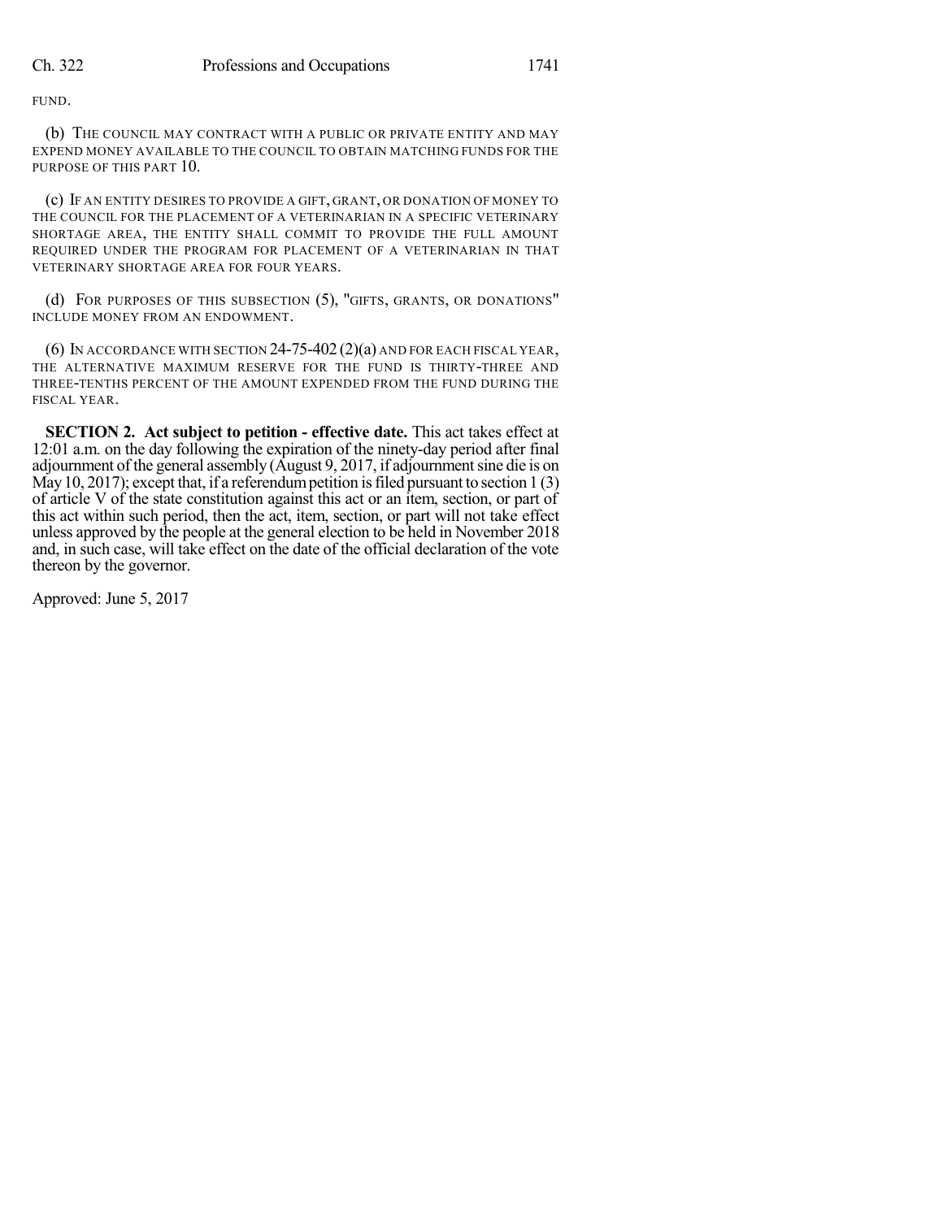FUND.

(b) THE COUNCIL MAY CONTRACT WITH A PUBLIC OR PRIVATE ENTITY AND MAY EXPEND MONEY AVAILABLE TO THE COUNCIL TO OBTAIN MATCHING FUNDS FOR THE PURPOSE OF THIS PART 10.

(c) IF AN ENTITY DESIRES TO PROVIDE A GIFT, GRANT, OR DONATION OF MONEY TO THE COUNCIL FOR THE PLACEMENT OF A VETERINARIAN IN A SPECIFIC VETERINARY SHORTAGE AREA, THE ENTITY SHALL COMMIT TO PROVIDE THE FULL AMOUNT REQUIRED UNDER THE PROGRAM FOR PLACEMENT OF A VETERINARIAN IN THAT VETERINARY SHORTAGE AREA FOR FOUR YEARS.

(d) FOR PURPOSES OF THIS SUBSECTION (5), "GIFTS, GRANTS, OR DONATIONS" INCLUDE MONEY FROM AN ENDOWMENT.

(6) IN ACCORDANCE WITH SECTION 24-75-402 (2)(a) AND FOR EACH FISCAL YEAR, THE ALTERNATIVE MAXIMUM RESERVE FOR THE FUND IS THIRTY-THREE AND THREE-TENTHS PERCENT OF THE AMOUNT EXPENDED FROM THE FUND DURING THE FISCAL YEAR.

**SECTION 2. Act subject to petition - effective date.** This act takes effect at 12:01 a.m. on the day following the expiration of the ninety-day period after final adjournment of the general assembly (August 9, 2017, if adjournment sine die is on May 10, 2017); except that, if a referendum petition is filed pursuant to section 1 (3) of article V of the state constitution against this act or an item, section, or part of this act within such period, then the act, item, section, or part will not take effect unless approved by the people at the general election to be held in November 2018 and, in such case, will take effect on the date of the official declaration of the vote thereon by the governor.

Approved: June 5, 2017